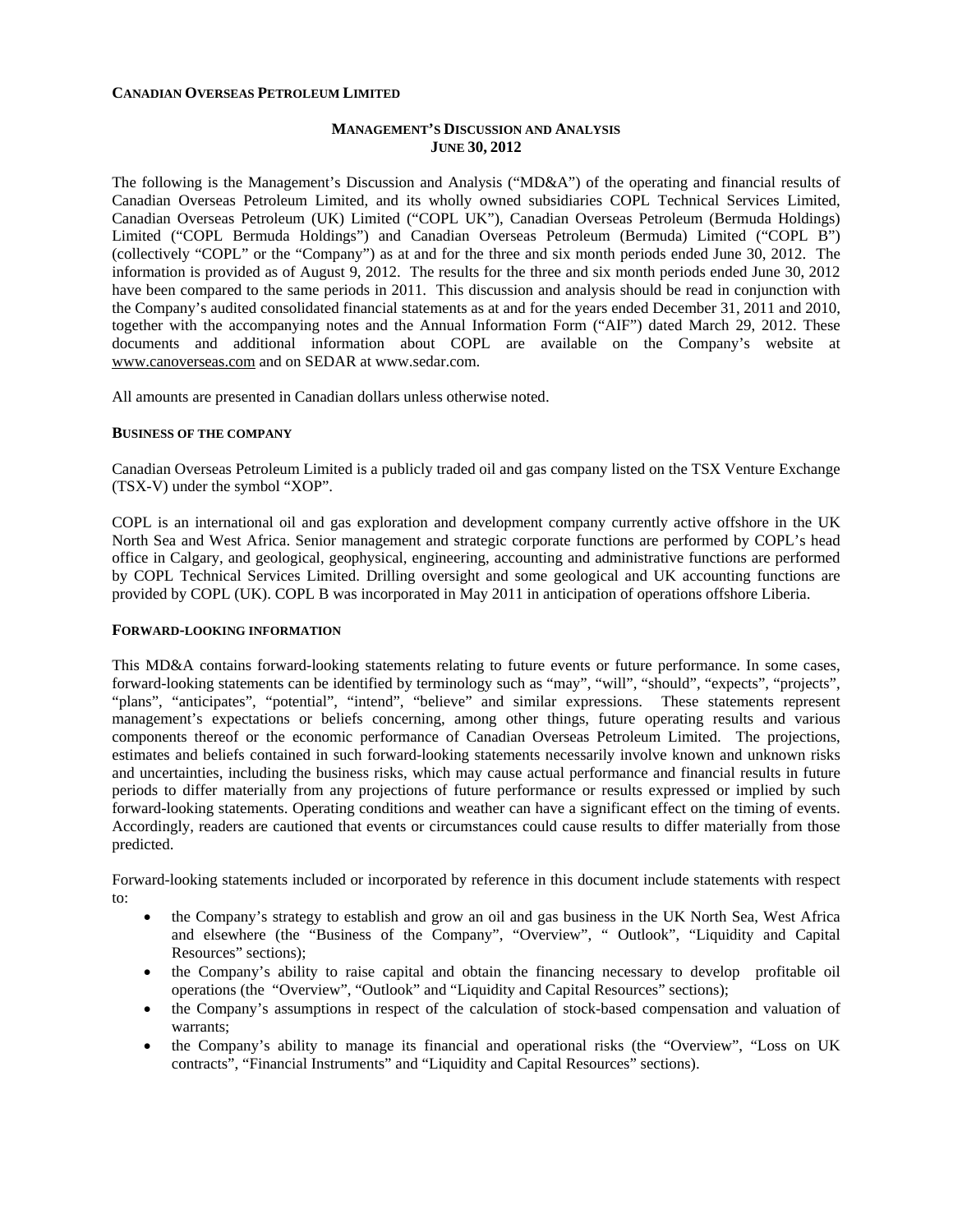**CANADIAN OVERSEAS PETROLEUM LIMITED**

## MANAGEMENT'S DISCUSSION AND ANALYSIS
## JUNE 30, 2012

The following is the Management's Discussion and Analysis ("MD&A") of the operating and financial results of Canadian Overseas Petroleum Limited, and its wholly owned subsidiaries COPL Technical Services Limited, Canadian Overseas Petroleum (UK) Limited ("COPL UK"), Canadian Overseas Petroleum (Bermuda Holdings) Limited ("COPL Bermuda Holdings") and Canadian Overseas Petroleum (Bermuda) Limited ("COPL B") (collectively "COPL" or the "Company") as at and for the three and six month periods ended June 30, 2012. The information is provided as of August 9, 2012. The results for the three and six month periods ended June 30, 2012 have been compared to the same periods in 2011. This discussion and analysis should be read in conjunction with the Company's audited consolidated financial statements as at and for the years ended December 31, 2011 and 2010, together with the accompanying notes and the Annual Information Form ("AIF") dated March 29, 2012. These documents and additional information about COPL are available on the Company's website at www.canoverseas.com and on SEDAR at www.sedar.com.

All amounts are presented in Canadian dollars unless otherwise noted.

### BUSINESS OF THE COMPANY

Canadian Overseas Petroleum Limited is a publicly traded oil and gas company listed on the TSX Venture Exchange (TSX-V) under the symbol "XOP".

COPL is an international oil and gas exploration and development company currently active offshore in the UK North Sea and West Africa. Senior management and strategic corporate functions are performed by COPL's head office in Calgary, and geological, geophysical, engineering, accounting and administrative functions are performed by COPL Technical Services Limited. Drilling oversight and some geological and UK accounting functions are provided by COPL (UK). COPL B was incorporated in May 2011 in anticipation of operations offshore Liberia.

### FORWARD-LOOKING INFORMATION

This MD&A contains forward-looking statements relating to future events or future performance. In some cases, forward-looking statements can be identified by terminology such as "may", "will", "should", "expects", "projects", "plans", "anticipates", "potential", "intend", "believe" and similar expressions. These statements represent management's expectations or beliefs concerning, among other things, future operating results and various components thereof or the economic performance of Canadian Overseas Petroleum Limited. The projections, estimates and beliefs contained in such forward-looking statements necessarily involve known and unknown risks and uncertainties, including the business risks, which may cause actual performance and financial results in future periods to differ materially from any projections of future performance or results expressed or implied by such forward-looking statements. Operating conditions and weather can have a significant effect on the timing of events. Accordingly, readers are cautioned that events or circumstances could cause results to differ materially from those predicted.

Forward-looking statements included or incorporated by reference in this document include statements with respect to:

- the Company's strategy to establish and grow an oil and gas business in the UK North Sea, West Africa and elsewhere (the "Business of the Company", "Overview", " Outlook", "Liquidity and Capital Resources" sections);
- the Company's ability to raise capital and obtain the financing necessary to develop profitable oil operations (the "Overview", "Outlook" and "Liquidity and Capital Resources" sections);
- the Company's assumptions in respect of the calculation of stock-based compensation and valuation of warrants;
- the Company's ability to manage its financial and operational risks (the "Overview", "Loss on UK contracts", "Financial Instruments" and "Liquidity and Capital Resources" sections).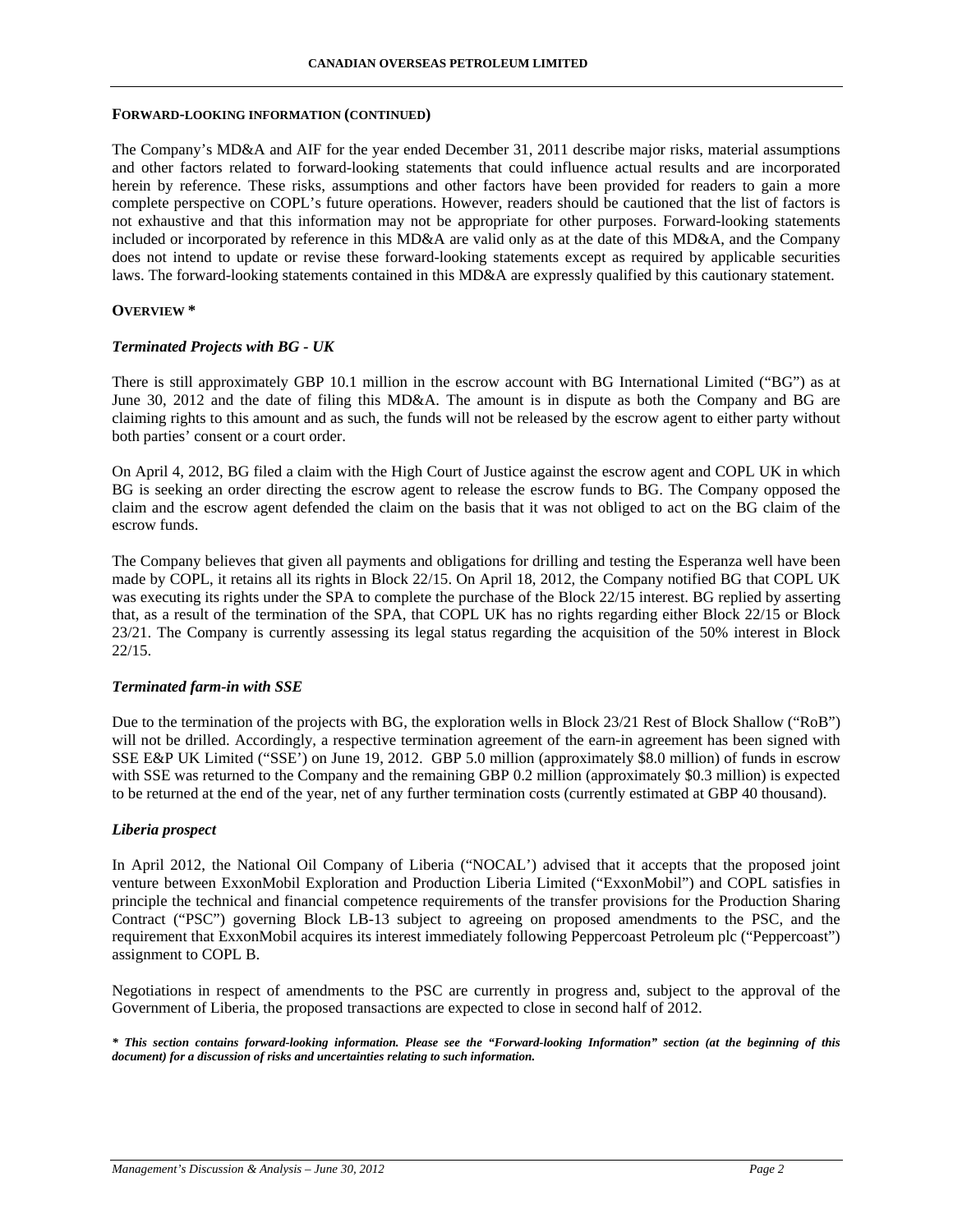**FORWARD-LOOKING INFORMATION (CONTINUED)**

The Company's MD&A and AIF for the year ended December 31, 2011 describe major risks, material assumptions and other factors related to forward-looking statements that could influence actual results and are incorporated herein by reference. These risks, assumptions and other factors have been provided for readers to gain a more complete perspective on COPL's future operations. However, readers should be cautioned that the list of factors is not exhaustive and that this information may not be appropriate for other purposes. Forward-looking statements included or incorporated by reference in this MD&A are valid only as at the date of this MD&A, and the Company does not intend to update or revise these forward-looking statements except as required by applicable securities laws. The forward-looking statements contained in this MD&A are expressly qualified by this cautionary statement.

**OVERVIEW ***

***Terminated Projects with BG - UK***

There is still approximately GBP 10.1 million in the escrow account with BG International Limited ("BG") as at June 30, 2012 and the date of filing this MD&A. The amount is in dispute as both the Company and BG are claiming rights to this amount and as such, the funds will not be released by the escrow agent to either party without both parties' consent or a court order.

On April 4, 2012, BG filed a claim with the High Court of Justice against the escrow agent and COPL UK in which BG is seeking an order directing the escrow agent to release the escrow funds to BG. The Company opposed the claim and the escrow agent defended the claim on the basis that it was not obliged to act on the BG claim of the escrow funds.

The Company believes that given all payments and obligations for drilling and testing the Esperanza well have been made by COPL, it retains all its rights in Block 22/15. On April 18, 2012, the Company notified BG that COPL UK was executing its rights under the SPA to complete the purchase of the Block 22/15 interest. BG replied by asserting that, as a result of the termination of the SPA, that COPL UK has no rights regarding either Block 22/15 or Block 23/21. The Company is currently assessing its legal status regarding the acquisition of the 50% interest in Block 22/15.

***Terminated farm-in with SSE***

Due to the termination of the projects with BG, the exploration wells in Block 23/21 Rest of Block Shallow ("RoB") will not be drilled. Accordingly, a respective termination agreement of the earn-in agreement has been signed with SSE E&P UK Limited ("SSE') on June 19, 2012. GBP 5.0 million (approximately $8.0 million) of funds in escrow with SSE was returned to the Company and the remaining GBP 0.2 million (approximately $0.3 million) is expected to be returned at the end of the year, net of any further termination costs (currently estimated at GBP 40 thousand).

***Liberia prospect***

In April 2012, the National Oil Company of Liberia ("NOCAL') advised that it accepts that the proposed joint venture between ExxonMobil Exploration and Production Liberia Limited ("ExxonMobil") and COPL satisfies in principle the technical and financial competence requirements of the transfer provisions for the Production Sharing Contract ("PSC") governing Block LB-13 subject to agreeing on proposed amendments to the PSC, and the requirement that ExxonMobil acquires its interest immediately following Peppercoast Petroleum plc ("Peppercoast") assignment to COPL B.

Negotiations in respect of amendments to the PSC are currently in progress and, subject to the approval of the Government of Liberia, the proposed transactions are expected to close in second half of 2012.

***\* This section contains forward-looking information. Please see the "Forward-looking Information" section (at the beginning of this document) for a discussion of risks and uncertainties relating to such information.***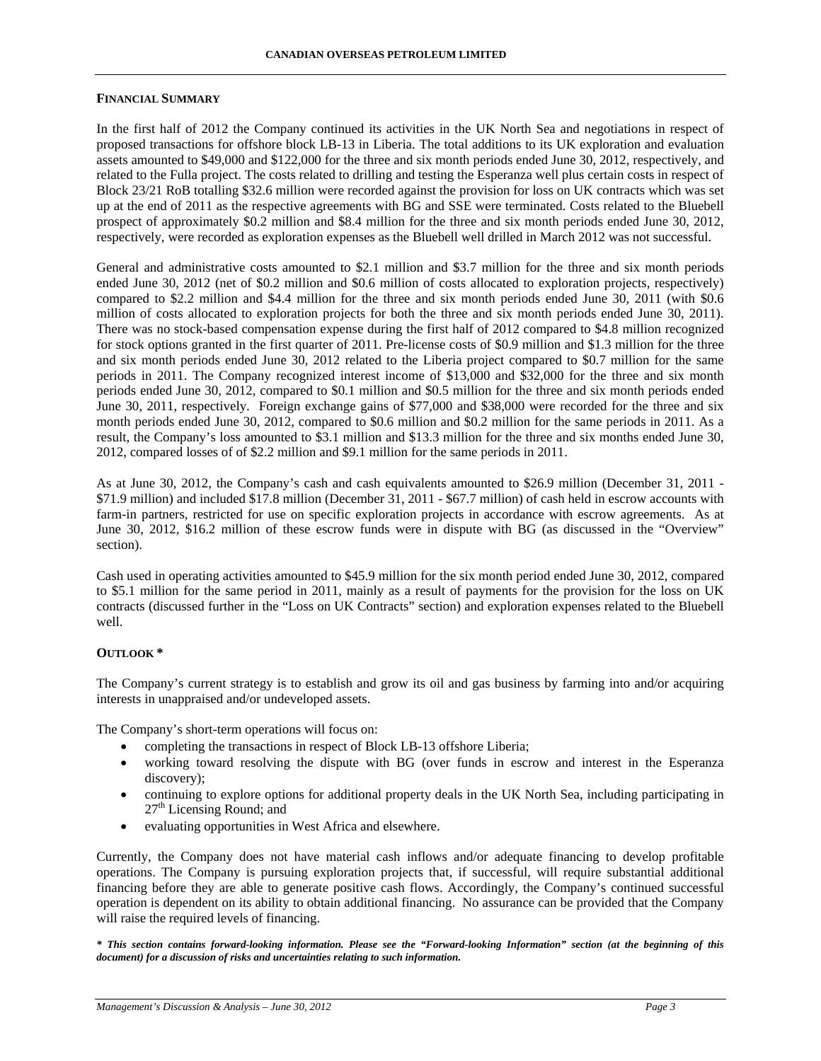## FINANCIAL SUMMARY

In the first half of 2012 the Company continued its activities in the UK North Sea and negotiations in respect of proposed transactions for offshore block LB-13 in Liberia. The total additions to its UK exploration and evaluation assets amounted to $49,000 and $122,000 for the three and six month periods ended June 30, 2012, respectively, and related to the Fulla project. The costs related to drilling and testing the Esperanza well plus certain costs in respect of Block 23/21 RoB totalling $32.6 million were recorded against the provision for loss on UK contracts which was set up at the end of 2011 as the respective agreements with BG and SSE were terminated. Costs related to the Bluebell prospect of approximately $0.2 million and $8.4 million for the three and six month periods ended June 30, 2012, respectively, were recorded as exploration expenses as the Bluebell well drilled in March 2012 was not successful.

General and administrative costs amounted to $2.1 million and $3.7 million for the three and six month periods ended June 30, 2012 (net of $0.2 million and $0.6 million of costs allocated to exploration projects, respectively) compared to $2.2 million and $4.4 million for the three and six month periods ended June 30, 2011 (with $0.6 million of costs allocated to exploration projects for both the three and six month periods ended June 30, 2011). There was no stock-based compensation expense during the first half of 2012 compared to $4.8 million recognized for stock options granted in the first quarter of 2011. Pre-license costs of $0.9 million and $1.3 million for the three and six month periods ended June 30, 2012 related to the Liberia project compared to $0.7 million for the same periods in 2011. The Company recognized interest income of $13,000 and $32,000 for the three and six month periods ended June 30, 2012, compared to $0.1 million and $0.5 million for the three and six month periods ended June 30, 2011, respectively. Foreign exchange gains of $77,000 and $38,000 were recorded for the three and six month periods ended June 30, 2012, compared to $0.6 million and $0.2 million for the same periods in 2011. As a result, the Company's loss amounted to $3.1 million and $13.3 million for the three and six months ended June 30, 2012, compared losses of of $2.2 million and $9.1 million for the same periods in 2011.

As at June 30, 2012, the Company's cash and cash equivalents amounted to $26.9 million (December 31, 2011 - $71.9 million) and included $17.8 million (December 31, 2011 - $67.7 million) of cash held in escrow accounts with farm-in partners, restricted for use on specific exploration projects in accordance with escrow agreements. As at June 30, 2012, $16.2 million of these escrow funds were in dispute with BG (as discussed in the "Overview" section).

Cash used in operating activities amounted to $45.9 million for the six month period ended June 30, 2012, compared to $5.1 million for the same period in 2011, mainly as a result of payments for the provision for the loss on UK contracts (discussed further in the "Loss on UK Contracts" section) and exploration expenses related to the Bluebell well.

## OUTLOOK *

The Company's current strategy is to establish and grow its oil and gas business by farming into and/or acquiring interests in unappraised and/or undeveloped assets.

The Company's short-term operations will focus on:

- completing the transactions in respect of Block LB-13 offshore Liberia;
- working toward resolving the dispute with BG (over funds in escrow and interest in the Esperanza discovery);
- continuing to explore options for additional property deals in the UK North Sea, including participating in 27th Licensing Round; and
- evaluating opportunities in West Africa and elsewhere.

Currently, the Company does not have material cash inflows and/or adequate financing to develop profitable operations. The Company is pursuing exploration projects that, if successful, will require substantial additional financing before they are able to generate positive cash flows. Accordingly, the Company's continued successful operation is dependent on its ability to obtain additional financing. No assurance can be provided that the Company will raise the required levels of financing.

***\* This section contains forward-looking information. Please see the "Forward-looking Information" section (at the beginning of this document) for a discussion of risks and uncertainties relating to such information.***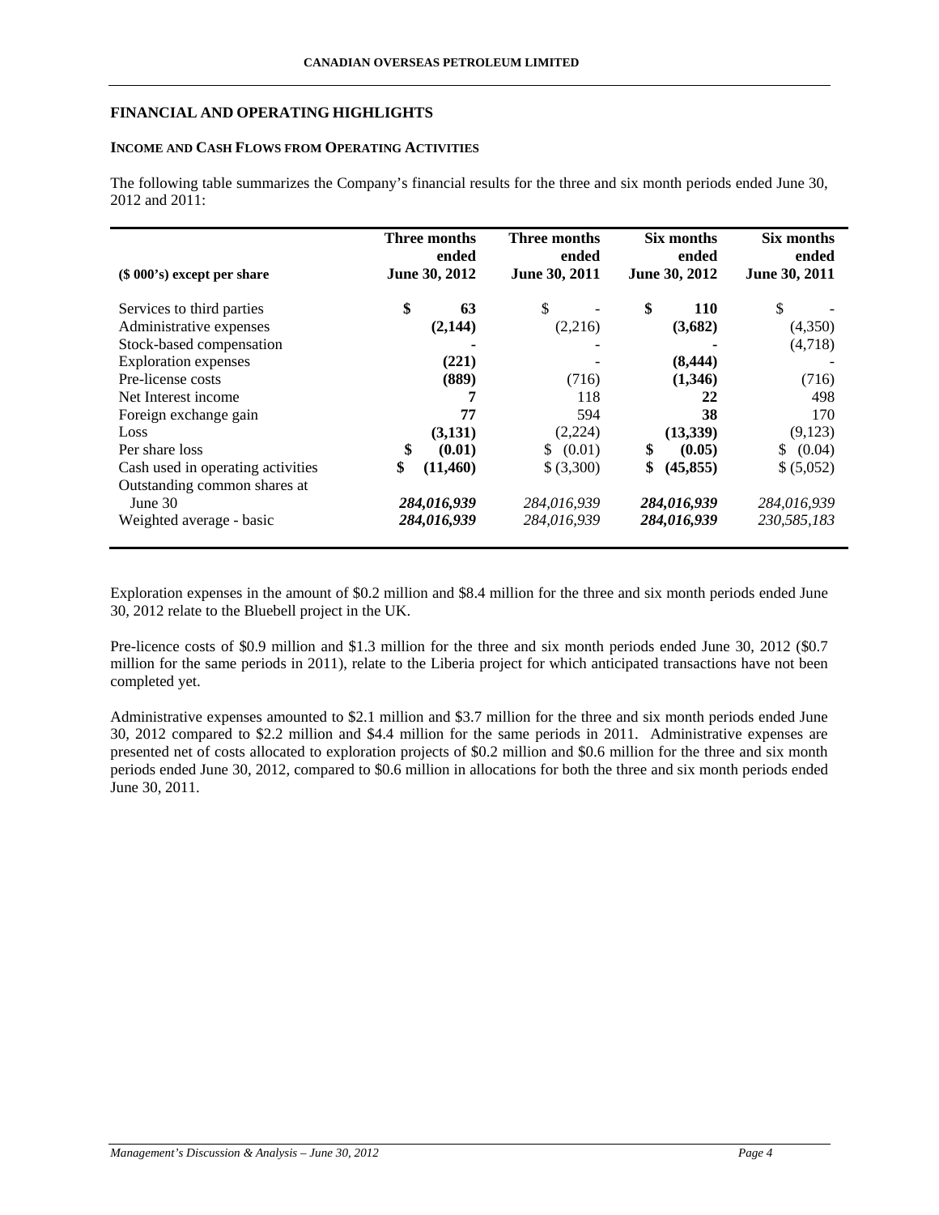## FINANCIAL AND OPERATING HIGHLIGHTS

### INCOME AND CASH FLOWS FROM OPERATING ACTIVITIES

The following table summarizes the Company's financial results for the three and six month periods ended June 30, 2012 and 2011:

| ($ 000's) except per share | Three months ended June 30, 2012 | Three months ended June 30, 2011 | Six months ended June 30, 2012 | Six months ended June 30, 2011 |
|---|---|---|---|---|
| Services to third parties | **$ 63** | $ - | **$ 110** | $ - |
| Administrative expenses | **(2,144)** | (2,216) | **(3,682)** | (4,350) |
| Stock-based compensation | **-** | - | **-** | (4,718) |
| Exploration expenses | **(221)** | - | **(8,444)** | - |
| Pre-license costs | **(889)** | (716) | **(1,346)** | (716) |
| Net Interest income | **7** | 118 | **22** | 498 |
| Foreign exchange gain | **77** | 594 | **38** | 170 |
| Loss | **(3,131)** | (2,224) | **(13,339)** | (9,123) |
| Per share loss | **$ (0.01)** | $ (0.01) | **$ (0.05)** | $ (0.04) |
| Cash used in operating activities | **$ (11,460)** | $ (3,300) | **$ (45,855)** | $ (5,052) |
| Outstanding common shares at June 30 | ***284,016,939*** | *284,016,939* | ***284,016,939*** | *284,016,939* |
| Weighted average - basic | ***284,016,939*** | *284,016,939* | ***284,016,939*** | *230,585,183* |

Exploration expenses in the amount of $0.2 million and $8.4 million for the three and six month periods ended June 30, 2012 relate to the Bluebell project in the UK.

Pre-licence costs of $0.9 million and $1.3 million for the three and six month periods ended June 30, 2012 ($0.7 million for the same periods in 2011), relate to the Liberia project for which anticipated transactions have not been completed yet.

Administrative expenses amounted to $2.1 million and $3.7 million for the three and six month periods ended June 30, 2012 compared to $2.2 million and $4.4 million for the same periods in 2011. Administrative expenses are presented net of costs allocated to exploration projects of $0.2 million and $0.6 million for the three and six month periods ended June 30, 2012, compared to $0.6 million in allocations for both the three and six month periods ended June 30, 2011.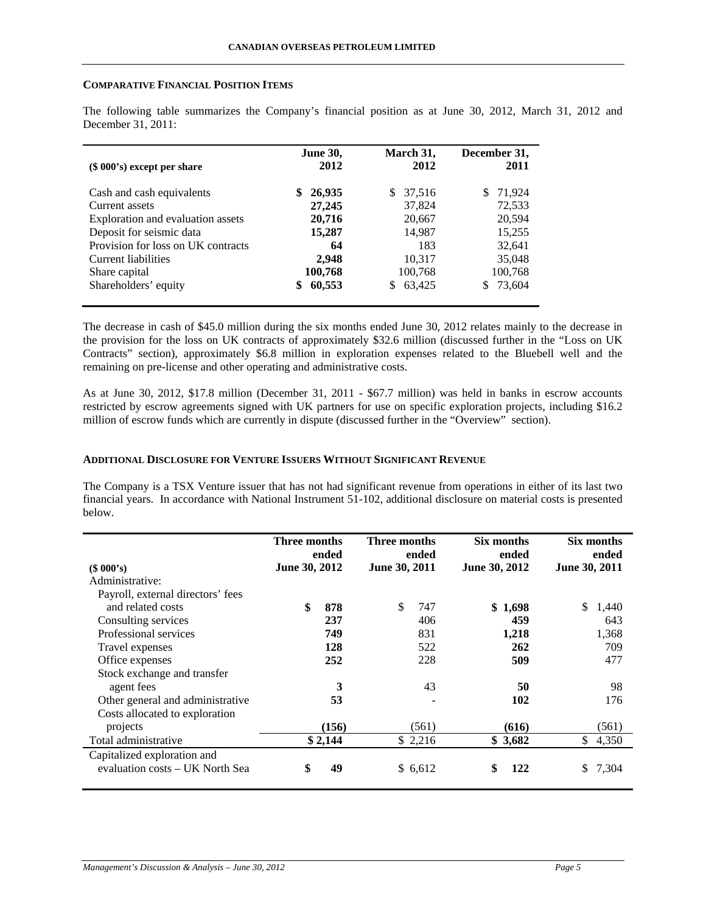## COMPARATIVE FINANCIAL POSITION ITEMS

The following table summarizes the Company's financial position as at June 30, 2012, March 31, 2012 and December 31, 2011:

| ($ 000's) except per share | June 30, 2012 | March 31, 2012 | December 31, 2011 |
|---|---|---|---|
| Cash and cash equivalents | **$ 26,935** | $ 37,516 | $ 71,924 |
| Current assets | **27,245** | 37,824 | 72,533 |
| Exploration and evaluation assets | **20,716** | 20,667 | 20,594 |
| Deposit for seismic data | **15,287** | 14,987 | 15,255 |
| Provision for loss on UK contracts | **64** | 183 | 32,641 |
| Current liabilities | **2,948** | 10,317 | 35,048 |
| Share capital | **100,768** | 100,768 | 100,768 |
| Shareholders' equity | **$ 60,553** | $ 63,425 | $ 73,604 |

The decrease in cash of $45.0 million during the six months ended June 30, 2012 relates mainly to the decrease in the provision for the loss on UK contracts of approximately $32.6 million (discussed further in the "Loss on UK Contracts" section), approximately $6.8 million in exploration expenses related to the Bluebell well and the remaining on pre-license and other operating and administrative costs.

As at June 30, 2012, $17.8 million (December 31, 2011 - $67.7 million) was held in banks in escrow accounts restricted by escrow agreements signed with UK partners for use on specific exploration projects, including $16.2 million of escrow funds which are currently in dispute (discussed further in the "Overview" section).

## ADDITIONAL DISCLOSURE FOR VENTURE ISSUERS WITHOUT SIGNIFICANT REVENUE

The Company is a TSX Venture issuer that has not had significant revenue from operations in either of its last two financial years. In accordance with National Instrument 51-102, additional disclosure on material costs is presented below.

| ($ 000's) | Three months ended June 30, 2012 | Three months ended June 30, 2011 | Six months ended June 30, 2012 | Six months ended June 30, 2011 |
|---|---|---|---|---|
| Administrative: | | | | |
| Payroll, external directors' fees and related costs | **$ 878** | $ 747 | **$ 1,698** | $ 1,440 |
| Consulting services | **237** | 406 | **459** | 643 |
| Professional services | **749** | 831 | **1,218** | 1,368 |
| Travel expenses | **128** | 522 | **262** | 709 |
| Office expenses | **252** | 228 | **509** | 477 |
| Stock exchange and transfer agent fees | **3** | 43 | **50** | 98 |
| Other general and administrative | **53** | - | **102** | 176 |
| Costs allocated to exploration projects | **(156)** | (561) | **(616)** | (561) |
| Total administrative | **$ 2,144** | $ 2,216 | **$ 3,682** | $ 4,350 |
| Capitalized exploration and evaluation costs – UK North Sea | **$ 49** | $ 6,612 | **$ 122** | $ 7,304 |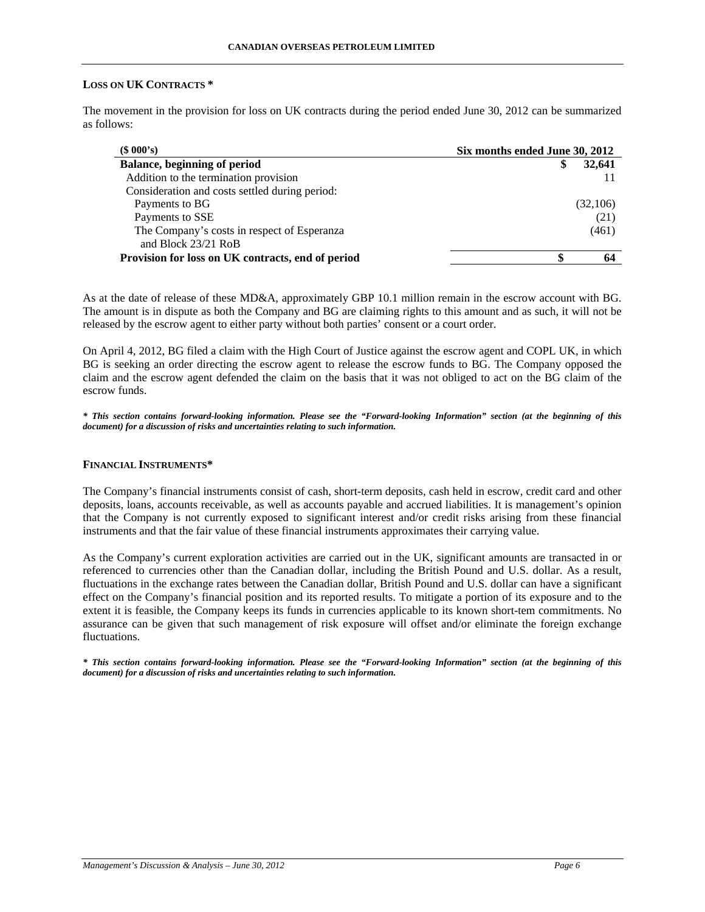## LOSS ON UK CONTRACTS *

The movement in the provision for loss on UK contracts during the period ended June 30, 2012 can be summarized as follows:

| ($ 000's) | Six months ended June 30, 2012 |
|---|---|
| **Balance, beginning of period** | **$ 32,641** |
| Addition to the termination provision | 11 |
| Consideration and costs settled during period: | |
| Payments to BG | (32,106) |
| Payments to SSE | (21) |
| The Company's costs in respect of Esperanza and Block 23/21 RoB | (461) |
| **Provision for loss on UK contracts, end of period** | **$ 64** |

As at the date of release of these MD&A, approximately GBP 10.1 million remain in the escrow account with BG. The amount is in dispute as both the Company and BG are claiming rights to this amount and as such, it will not be released by the escrow agent to either party without both parties' consent or a court order.

On April 4, 2012, BG filed a claim with the High Court of Justice against the escrow agent and COPL UK, in which BG is seeking an order directing the escrow agent to release the escrow funds to BG. The Company opposed the claim and the escrow agent defended the claim on the basis that it was not obliged to act on the BG claim of the escrow funds.

***\* This section contains forward-looking information. Please see the "Forward-looking Information" section (at the beginning of this document) for a discussion of risks and uncertainties relating to such information.***

## FINANCIAL INSTRUMENTS*

The Company's financial instruments consist of cash, short-term deposits, cash held in escrow, credit card and other deposits, loans, accounts receivable, as well as accounts payable and accrued liabilities. It is management's opinion that the Company is not currently exposed to significant interest and/or credit risks arising from these financial instruments and that the fair value of these financial instruments approximates their carrying value.

As the Company's current exploration activities are carried out in the UK, significant amounts are transacted in or referenced to currencies other than the Canadian dollar, including the British Pound and U.S. dollar. As a result, fluctuations in the exchange rates between the Canadian dollar, British Pound and U.S. dollar can have a significant effect on the Company's financial position and its reported results. To mitigate a portion of its exposure and to the extent it is feasible, the Company keeps its funds in currencies applicable to its known short-tem commitments. No assurance can be given that such management of risk exposure will offset and/or eliminate the foreign exchange fluctuations.

***\* This section contains forward-looking information. Please see the "Forward-looking Information" section (at the beginning of this document) for a discussion of risks and uncertainties relating to such information.***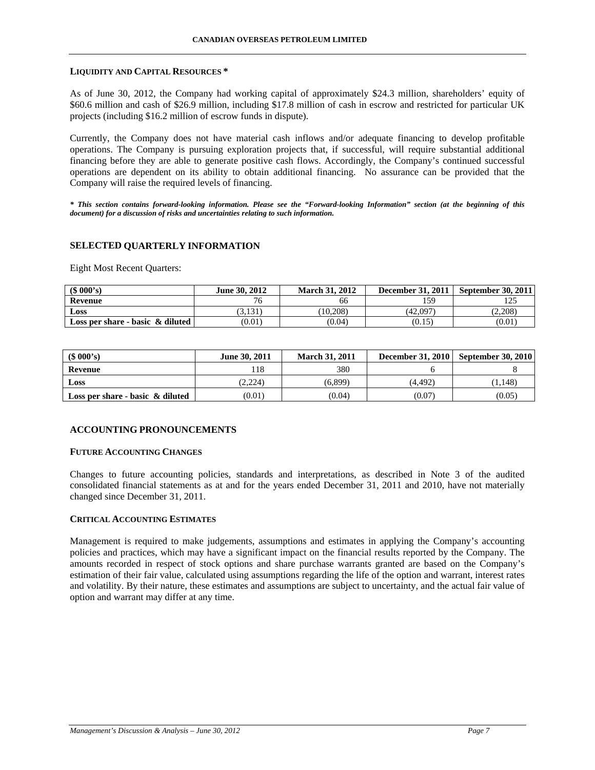## LIQUIDITY AND CAPITAL RESOURCES *

As of June 30, 2012, the Company had working capital of approximately $24.3 million, shareholders' equity of $60.6 million and cash of $26.9 million, including $17.8 million of cash in escrow and restricted for particular UK projects (including $16.2 million of escrow funds in dispute).

Currently, the Company does not have material cash inflows and/or adequate financing to develop profitable operations. The Company is pursuing exploration projects that, if successful, will require substantial additional financing before they are able to generate positive cash flows. Accordingly, the Company's continued successful operations are dependent on its ability to obtain additional financing. No assurance can be provided that the Company will raise the required levels of financing.

***\* This section contains forward-looking information. Please see the "Forward-looking Information" section (at the beginning of this document) for a discussion of risks and uncertainties relating to such information.***

## SELECTED QUARTERLY INFORMATION

Eight Most Recent Quarters:

| ($ 000's) | June 30, 2012 | March 31, 2012 | December 31, 2011 | September 30, 2011 |
|---|---|---|---|---|
| **Revenue** | 76 | 66 | 159 | 125 |
| **Loss** | (3,131) | (10,208) | (42,097) | (2,208) |
| **Loss per share - basic & diluted** | (0.01) | (0.04) | (0.15) | (0.01) |

| ($ 000's) | June 30, 2011 | March 31, 2011 | December 31, 2010 | September 30, 2010 |
|---|---|---|---|---|
| **Revenue** | 118 | 380 | 6 | 8 |
| **Loss** | (2,224) | (6,899) | (4,492) | (1,148) |
| **Loss per share - basic & diluted** | (0.01) | (0.04) | (0.07) | (0.05) |

## ACCOUNTING PRONOUNCEMENTS

### FUTURE ACCOUNTING CHANGES

Changes to future accounting policies, standards and interpretations, as described in Note 3 of the audited consolidated financial statements as at and for the years ended December 31, 2011 and 2010, have not materially changed since December 31, 2011.

### CRITICAL ACCOUNTING ESTIMATES

Management is required to make judgements, assumptions and estimates in applying the Company's accounting policies and practices, which may have a significant impact on the financial results reported by the Company. The amounts recorded in respect of stock options and share purchase warrants granted are based on the Company's estimation of their fair value, calculated using assumptions regarding the life of the option and warrant, interest rates and volatility. By their nature, these estimates and assumptions are subject to uncertainty, and the actual fair value of option and warrant may differ at any time.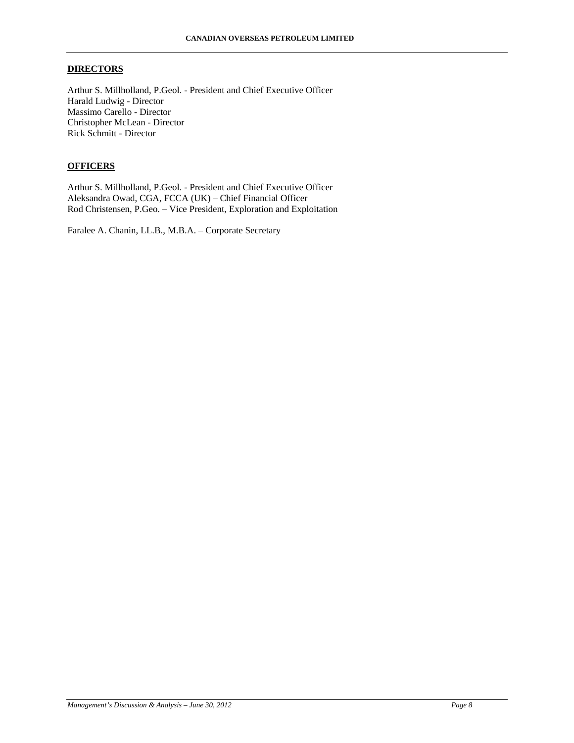## DIRECTORS

Arthur S. Millholland, P.Geol. - President and Chief Executive Officer
Harald Ludwig - Director
Massimo Carello - Director
Christopher McLean - Director
Rick Schmitt - Director

## OFFICERS

Arthur S. Millholland, P.Geol. - President and Chief Executive Officer
Aleksandra Owad, CGA, FCCA (UK) – Chief Financial Officer
Rod Christensen, P.Geo. – Vice President, Exploration and Exploitation

Faralee A. Chanin, LL.B., M.B.A. – Corporate Secretary